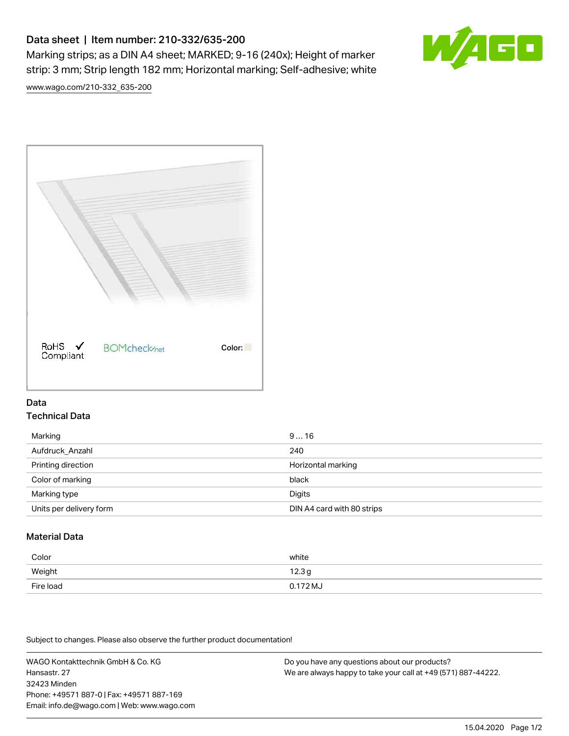# Data sheet | Item number: 210-332/635-200

Marking strips; as a DIN A4 sheet; MARKED; 9-16 (240x); Height of marker strip: 3 mm; Strip length 182 mm; Horizontal marking; Self-adhesive; white

www.wago.com/210-332_635-200

RoHS ✓ Compliant    BOMcheck.net    Color:

## Data

### Technical Data

| Marking | 9 ... 16 |
|---|---|
| Aufdruck_Anzahl | 240 |
| Printing direction | Horizontal marking |
| Color of marking | black |
| Marking type | Digits |
| Units per delivery form | DIN A4 card with 80 strips |

### Material Data

| Color | white |
|---|---|
| Weight | 12.3 g |
| Fire load | 0.172 MJ |

Subject to changes. Please also observe the further product documentation!

WAGO Kontakttechnik GmbH & Co. KG
Hansastr. 27
32423 Minden
Phone: +49571 887-0 | Fax: +49571 887-169
Email: info.de@wago.com | Web: www.wago.com

Do you have any questions about our products?
We are always happy to take your call at +49 (571) 887-44222.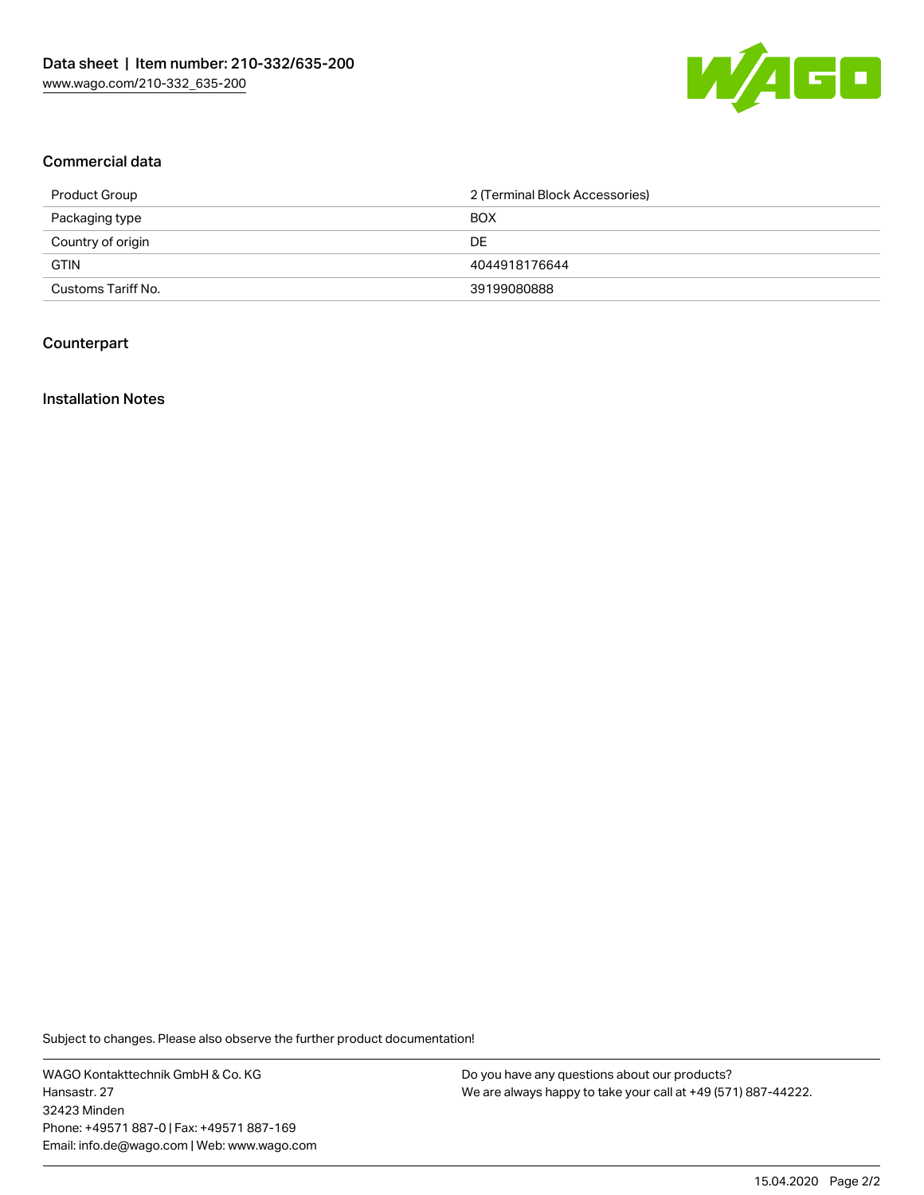## Commercial data

| | |
|---|---|
| Product Group | 2 (Terminal Block Accessories) |
| Packaging type | BOX |
| Country of origin | DE |
| GTIN | 4044918176644 |
| Customs Tariff No. | 39199080888 |

## Counterpart

## Installation Notes

Subject to changes. Please also observe the further product documentation!

WAGO Kontakttechnik GmbH & Co. KG
Hansastr. 27
32423 Minden
Phone: +49571 887-0 | Fax: +49571 887-169
Email: info.de@wago.com | Web: www.wago.com

Do you have any questions about our products?
We are always happy to take your call at +49 (571) 887-44222.